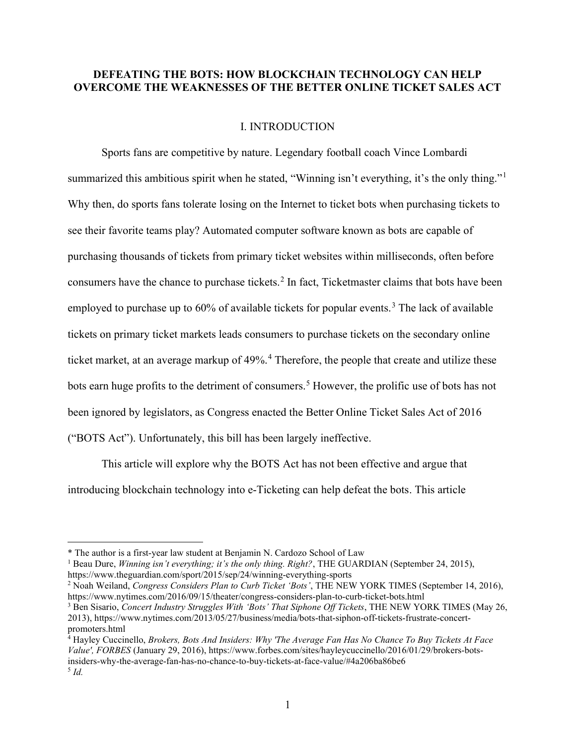# DEFEATING THE BOTS: HOW BLOCKCHAIN TECHNOLOGY CAN HELP OVERCOME THE WEAKNESSES OF THE BETTER ONLINE TICKET SALES ACT

## I. INTRODUCTION

Sports fans are competitive by nature. Legendary football coach Vince Lombardi summarized this ambitious spirit when he stated, "Winning isn't everything, it's the only thing."[1] Why then, do sports fans tolerate losing on the Internet to ticket bots when purchasing tickets to see their favorite teams play? Automated computer software known as bots are capable of purchasing thousands of tickets from primary ticket websites within milliseconds, often before consumers have the chance to purchase tickets.[2] In fact, Ticketmaster claims that bots have been employed to purchase up to 60% of available tickets for popular events.[3] The lack of available tickets on primary ticket markets leads consumers to purchase tickets on the secondary online ticket market, at an average markup of 49%.[4] Therefore, the people that create and utilize these bots earn huge profits to the detriment of consumers.[5] However, the prolific use of bots has not been ignored by legislators, as Congress enacted the Better Online Ticket Sales Act of 2016 ("BOTS Act"). Unfortunately, this bill has been largely ineffective.

This article will explore why the BOTS Act has not been effective and argue that introducing blockchain technology into e-Ticketing can help defeat the bots. This article

---

\* The author is a first-year law student at Benjamin N. Cardozo School of Law

[1] Beau Dure, *Winning isn't everything; it's the only thing. Right?*, THE GUARDIAN (September 24, 2015), https://www.theguardian.com/sport/2015/sep/24/winning-everything-sports

[2] Noah Weiland, *Congress Considers Plan to Curb Ticket 'Bots'*, THE NEW YORK TIMES (September 14, 2016), https://www.nytimes.com/2016/09/15/theater/congress-considers-plan-to-curb-ticket-bots.html

[3] Ben Sisario, *Concert Industry Struggles With 'Bots' That Siphone Off Tickets*, THE NEW YORK TIMES (May 26, 2013), https://www.nytimes.com/2013/05/27/business/media/bots-that-siphon-off-tickets-frustrate-concert-promoters.html

[4] Hayley Cuccinello, *Brokers, Bots And Insiders: Why 'The Average Fan Has No Chance To Buy Tickets At Face Value', FORBES* (January 29, 2016), https://www.forbes.com/sites/hayleycuccinello/2016/01/29/brokers-bots-insiders-why-the-average-fan-has-no-chance-to-buy-tickets-at-face-value/#4a206ba86be6

[5] *Id.*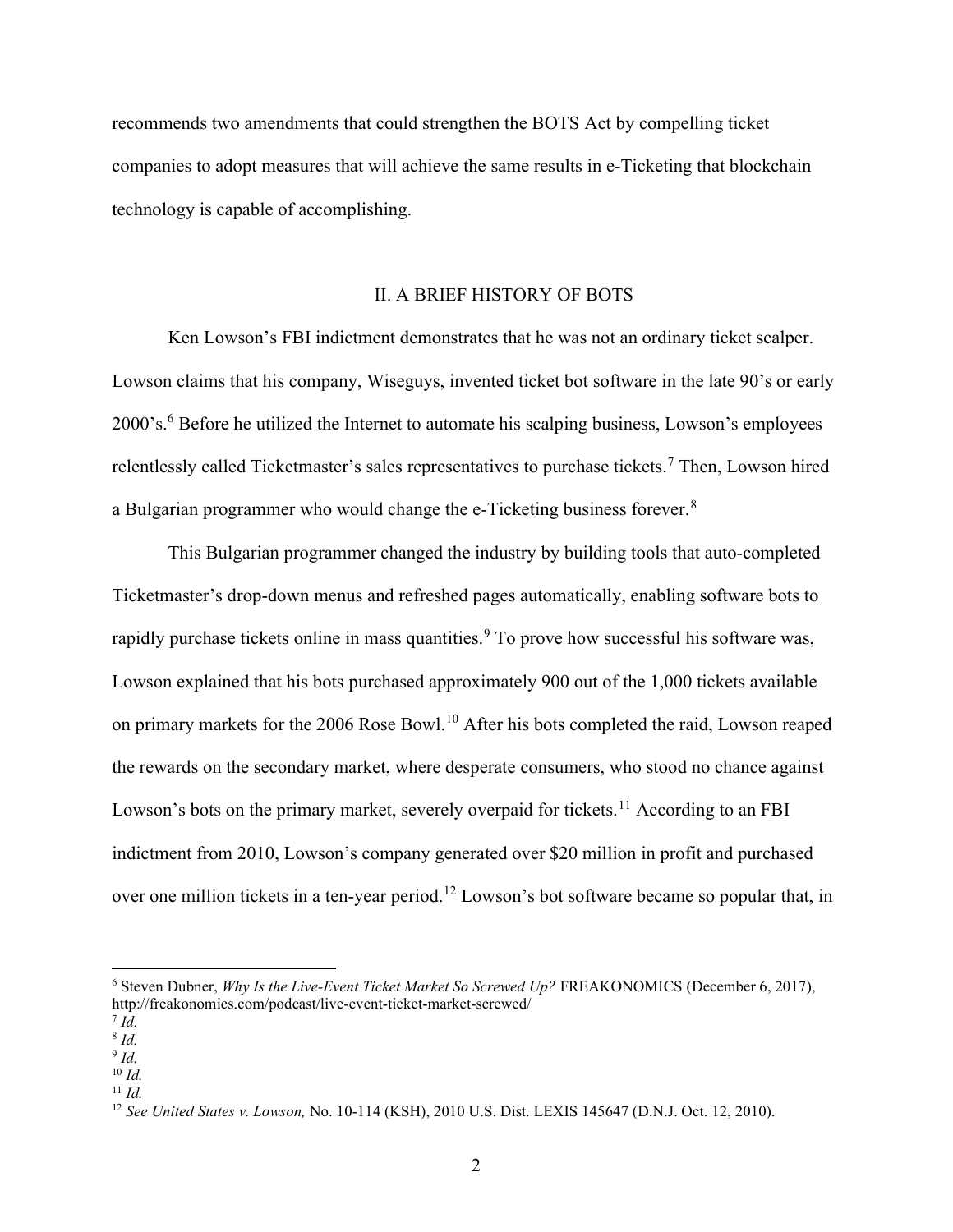recommends two amendments that could strengthen the BOTS Act by compelling ticket companies to adopt measures that will achieve the same results in e-Ticketing that blockchain technology is capable of accomplishing.

## II. A BRIEF HISTORY OF BOTS

Ken Lowson's FBI indictment demonstrates that he was not an ordinary ticket scalper. Lowson claims that his company, Wiseguys, invented ticket bot software in the late 90's or early 2000's.[6] Before he utilized the Internet to automate his scalping business, Lowson's employees relentlessly called Ticketmaster's sales representatives to purchase tickets.[7] Then, Lowson hired a Bulgarian programmer who would change the e-Ticketing business forever.[8]

This Bulgarian programmer changed the industry by building tools that auto-completed Ticketmaster's drop-down menus and refreshed pages automatically, enabling software bots to rapidly purchase tickets online in mass quantities.[9] To prove how successful his software was, Lowson explained that his bots purchased approximately 900 out of the 1,000 tickets available on primary markets for the 2006 Rose Bowl.[10] After his bots completed the raid, Lowson reaped the rewards on the secondary market, where desperate consumers, who stood no chance against Lowson's bots on the primary market, severely overpaid for tickets.[11] According to an FBI indictment from 2010, Lowson's company generated over $20 million in profit and purchased over one million tickets in a ten-year period.[12] Lowson's bot software became so popular that, in

---

[6] Steven Dubner, *Why Is the Live-Event Ticket Market So Screwed Up?* FREAKONOMICS (December 6, 2017), http://freakonomics.com/podcast/live-event-ticket-market-screwed/

[7] *Id.*

[8] *Id.*

[9] *Id.*

[10] *Id.*

[11] *Id.*

[12] *See United States v. Lowson,* No. 10-114 (KSH), 2010 U.S. Dist. LEXIS 145647 (D.N.J. Oct. 12, 2010).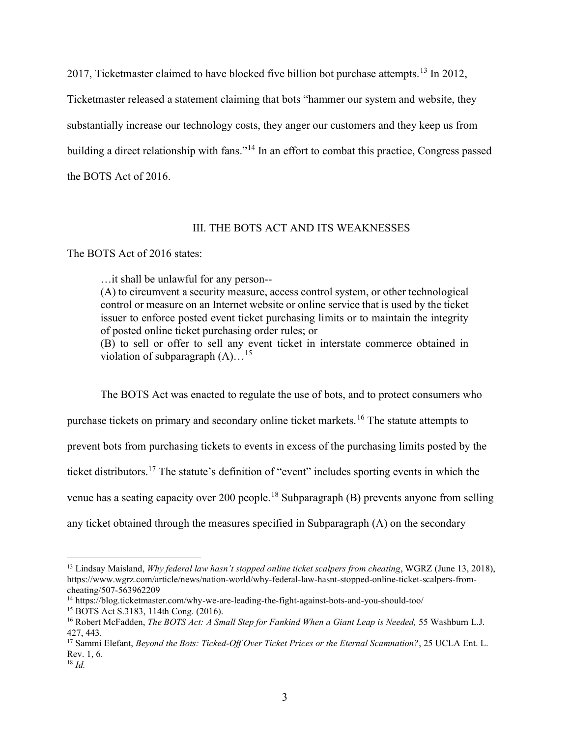2017, Ticketmaster claimed to have blocked five billion bot purchase attempts.[13] In 2012, Ticketmaster released a statement claiming that bots "hammer our system and website, they substantially increase our technology costs, they anger our customers and they keep us from building a direct relationship with fans."[14] In an effort to combat this practice, Congress passed the BOTS Act of 2016.

## III. THE BOTS ACT AND ITS WEAKNESSES

The BOTS Act of 2016 states:

> …it shall be unlawful for any person--
> (A) to circumvent a security measure, access control system, or other technological control or measure on an Internet website or online service that is used by the ticket issuer to enforce posted event ticket purchasing limits or to maintain the integrity of posted online ticket purchasing order rules; or
> (B) to sell or offer to sell any event ticket in interstate commerce obtained in violation of subparagraph (A)…[15]

The BOTS Act was enacted to regulate the use of bots, and to protect consumers who purchase tickets on primary and secondary online ticket markets.[16] The statute attempts to prevent bots from purchasing tickets to events in excess of the purchasing limits posted by the ticket distributors.[17] The statute's definition of "event" includes sporting events in which the venue has a seating capacity over 200 people.[18] Subparagraph (B) prevents anyone from selling any ticket obtained through the measures specified in Subparagraph (A) on the secondary

---

[13] Lindsay Maisland, *Why federal law hasn't stopped online ticket scalpers from cheating*, WGRZ (June 13, 2018), https://www.wgrz.com/article/news/nation-world/why-federal-law-hasnt-stopped-online-ticket-scalpers-from-cheating/507-563962209

[14] https://blog.ticketmaster.com/why-we-are-leading-the-fight-against-bots-and-you-should-too/

[15] BOTS Act S.3183, 114th Cong. (2016).

[16] Robert McFadden, *The BOTS Act: A Small Step for Fankind When a Giant Leap is Needed,* 55 Washburn L.J. 427, 443.

[17] Sammi Elefant, *Beyond the Bots: Ticked-Off Over Ticket Prices or the Eternal Scamnation?*, 25 UCLA Ent. L. Rev. 1, 6.

[18] *Id.*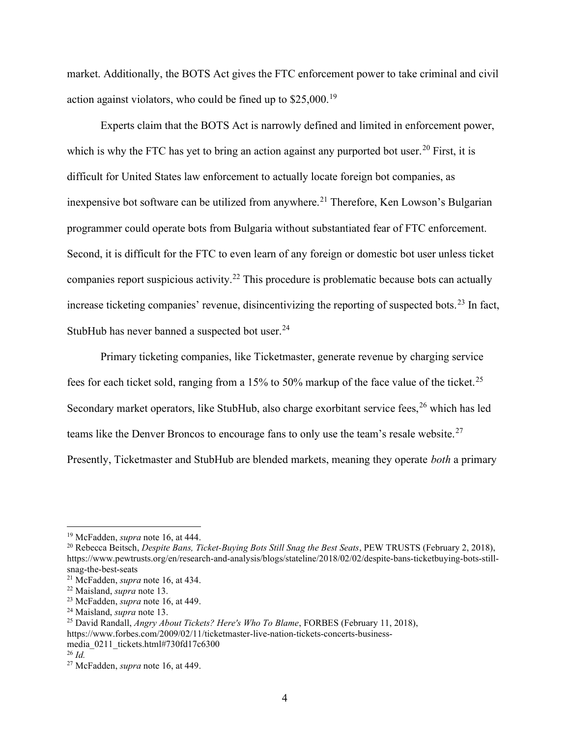market. Additionally, the BOTS Act gives the FTC enforcement power to take criminal and civil action against violators, who could be fined up to $25,000.[19]

Experts claim that the BOTS Act is narrowly defined and limited in enforcement power, which is why the FTC has yet to bring an action against any purported bot user.[20] First, it is difficult for United States law enforcement to actually locate foreign bot companies, as inexpensive bot software can be utilized from anywhere.[21] Therefore, Ken Lowson's Bulgarian programmer could operate bots from Bulgaria without substantiated fear of FTC enforcement. Second, it is difficult for the FTC to even learn of any foreign or domestic bot user unless ticket companies report suspicious activity.[22] This procedure is problematic because bots can actually increase ticketing companies' revenue, disincentivizing the reporting of suspected bots.[23] In fact, StubHub has never banned a suspected bot user.[24]

Primary ticketing companies, like Ticketmaster, generate revenue by charging service fees for each ticket sold, ranging from a 15% to 50% markup of the face value of the ticket.[25] Secondary market operators, like StubHub, also charge exorbitant service fees,[26] which has led teams like the Denver Broncos to encourage fans to only use the team's resale website.[27] Presently, Ticketmaster and StubHub are blended markets, meaning they operate *both* a primary

---

[19] McFadden, *supra* note 16, at 444.

[20] Rebecca Beitsch, *Despite Bans, Ticket-Buying Bots Still Snag the Best Seats*, PEW TRUSTS (February 2, 2018), https://www.pewtrusts.org/en/research-and-analysis/blogs/stateline/2018/02/02/despite-bans-ticketbuying-bots-still-snag-the-best-seats

[21] McFadden, *supra* note 16, at 434.

[22] Maisland, *supra* note 13.

[23] McFadden, *supra* note 16, at 449.

[24] Maisland, *supra* note 13.

[25] David Randall, *Angry About Tickets? Here's Who To Blame*, FORBES (February 11, 2018), https://www.forbes.com/2009/02/11/ticketmaster-live-nation-tickets-concerts-business-media_0211_tickets.html#730fd17c6300

[26] *Id.*

[27] McFadden, *supra* note 16, at 449.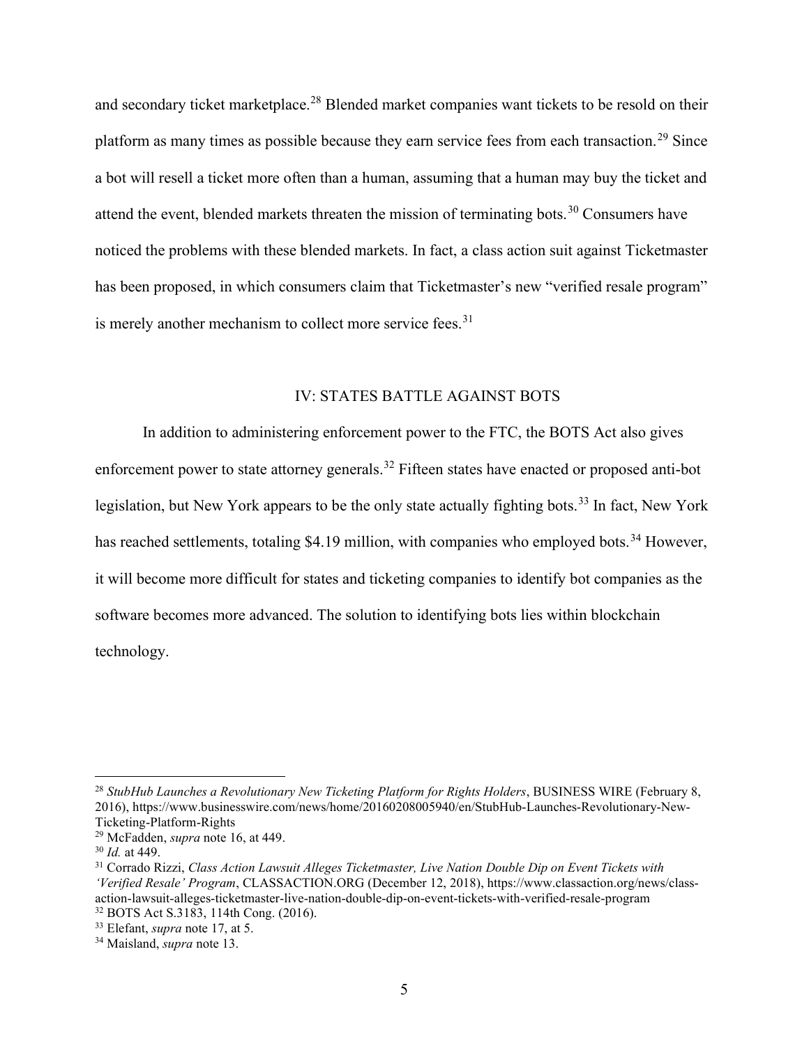and secondary ticket marketplace.[28] Blended market companies want tickets to be resold on their platform as many times as possible because they earn service fees from each transaction.[29] Since a bot will resell a ticket more often than a human, assuming that a human may buy the ticket and attend the event, blended markets threaten the mission of terminating bots.[30] Consumers have noticed the problems with these blended markets. In fact, a class action suit against Ticketmaster has been proposed, in which consumers claim that Ticketmaster's new "verified resale program" is merely another mechanism to collect more service fees.[31]

## IV: STATES BATTLE AGAINST BOTS

In addition to administering enforcement power to the FTC, the BOTS Act also gives enforcement power to state attorney generals.[32] Fifteen states have enacted or proposed anti-bot legislation, but New York appears to be the only state actually fighting bots.[33] In fact, New York has reached settlements, totaling $4.19 million, with companies who employed bots.[34] However, it will become more difficult for states and ticketing companies to identify bot companies as the software becomes more advanced. The solution to identifying bots lies within blockchain technology.

---

[28] *StubHub Launches a Revolutionary New Ticketing Platform for Rights Holders*, BUSINESS WIRE (February 8, 2016), https://www.businesswire.com/news/home/20160208005940/en/StubHub-Launches-Revolutionary-New-Ticketing-Platform-Rights

[29] McFadden, *supra* note 16, at 449.

[30] *Id.* at 449.

[31] Corrado Rizzi, *Class Action Lawsuit Alleges Ticketmaster, Live Nation Double Dip on Event Tickets with 'Verified Resale' Program*, CLASSACTION.ORG (December 12, 2018), https://www.classaction.org/news/class-action-lawsuit-alleges-ticketmaster-live-nation-double-dip-on-event-tickets-with-verified-resale-program

[32] BOTS Act S.3183, 114th Cong. (2016).

[33] Elefant, *supra* note 17, at 5.

[34] Maisland, *supra* note 13.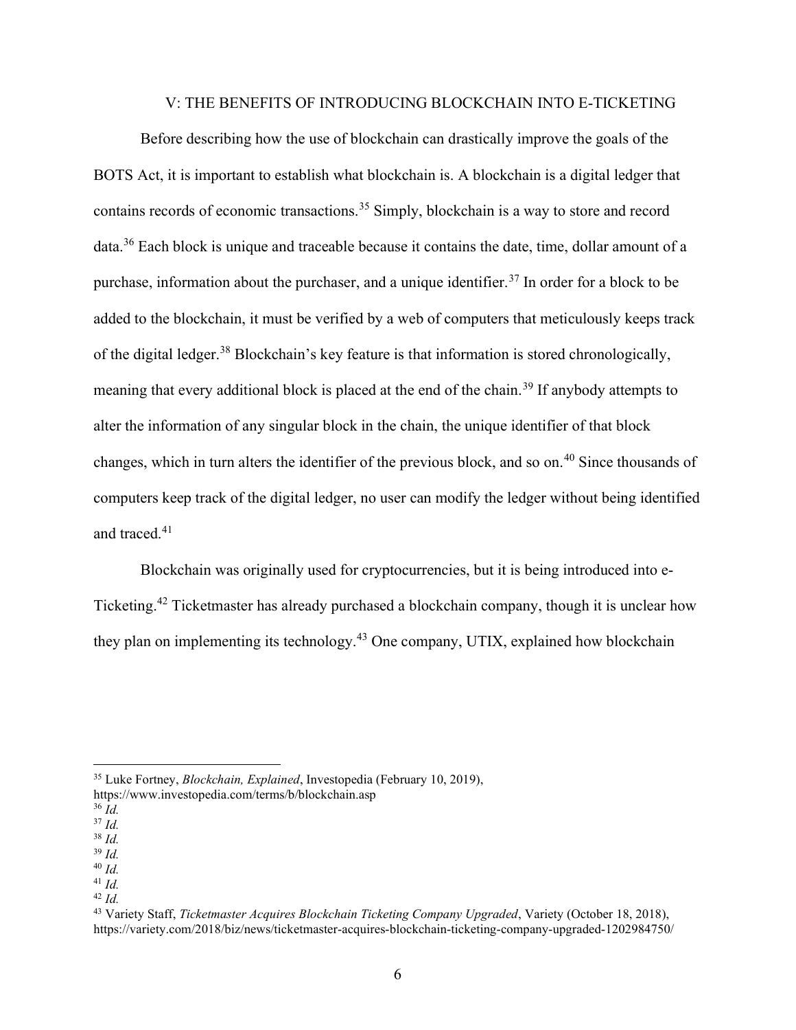## V: THE BENEFITS OF INTRODUCING BLOCKCHAIN INTO E-TICKETING

Before describing how the use of blockchain can drastically improve the goals of the BOTS Act, it is important to establish what blockchain is. A blockchain is a digital ledger that contains records of economic transactions.[35] Simply, blockchain is a way to store and record data.[36] Each block is unique and traceable because it contains the date, time, dollar amount of a purchase, information about the purchaser, and a unique identifier.[37] In order for a block to be added to the blockchain, it must be verified by a web of computers that meticulously keeps track of the digital ledger.[38] Blockchain's key feature is that information is stored chronologically, meaning that every additional block is placed at the end of the chain.[39] If anybody attempts to alter the information of any singular block in the chain, the unique identifier of that block changes, which in turn alters the identifier of the previous block, and so on.[40] Since thousands of computers keep track of the digital ledger, no user can modify the ledger without being identified and traced.[41]

Blockchain was originally used for cryptocurrencies, but it is being introduced into e-Ticketing.[42] Ticketmaster has already purchased a blockchain company, though it is unclear how they plan on implementing its technology.[43] One company, UTIX, explained how blockchain

---

[35] Luke Fortney, *Blockchain, Explained*, Investopedia (February 10, 2019), https://www.investopedia.com/terms/b/blockchain.asp

[36] *Id.*

[37] *Id.*

[38] *Id.*

[39] *Id.*

[40] *Id.*

[41] *Id.*

[42] *Id.*

[43] Variety Staff, *Ticketmaster Acquires Blockchain Ticketing Company Upgraded*, Variety (October 18, 2018), https://variety.com/2018/biz/news/ticketmaster-acquires-blockchain-ticketing-company-upgraded-1202984750/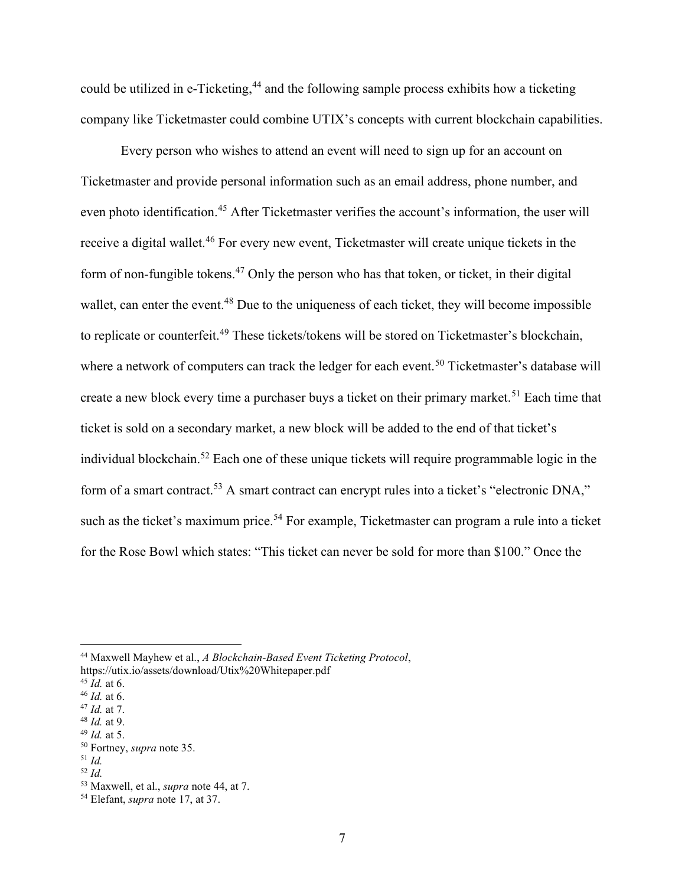could be utilized in e-Ticketing,[44] and the following sample process exhibits how a ticketing company like Ticketmaster could combine UTIX's concepts with current blockchain capabilities.

Every person who wishes to attend an event will need to sign up for an account on Ticketmaster and provide personal information such as an email address, phone number, and even photo identification.[45] After Ticketmaster verifies the account's information, the user will receive a digital wallet.[46] For every new event, Ticketmaster will create unique tickets in the form of non-fungible tokens.[47] Only the person who has that token, or ticket, in their digital wallet, can enter the event.[48] Due to the uniqueness of each ticket, they will become impossible to replicate or counterfeit.[49] These tickets/tokens will be stored on Ticketmaster's blockchain, where a network of computers can track the ledger for each event.[50] Ticketmaster's database will create a new block every time a purchaser buys a ticket on their primary market.[51] Each time that ticket is sold on a secondary market, a new block will be added to the end of that ticket's individual blockchain.[52] Each one of these unique tickets will require programmable logic in the form of a smart contract.[53] A smart contract can encrypt rules into a ticket's "electronic DNA," such as the ticket's maximum price.[54] For example, Ticketmaster can program a rule into a ticket for the Rose Bowl which states: "This ticket can never be sold for more than $100." Once the

---

[44] Maxwell Mayhew et al., *A Blockchain-Based Event Ticketing Protocol*, https://utix.io/assets/download/Utix%20Whitepaper.pdf
[45] *Id.* at 6.
[46] *Id.* at 6.
[47] *Id.* at 7.
[48] *Id.* at 9.
[49] *Id.* at 5.
[50] Fortney, *supra* note 35.
[51] *Id.*
[52] *Id.*
[53] Maxwell, et al., *supra* note 44, at 7.
[54] Elefant, *supra* note 17, at 37.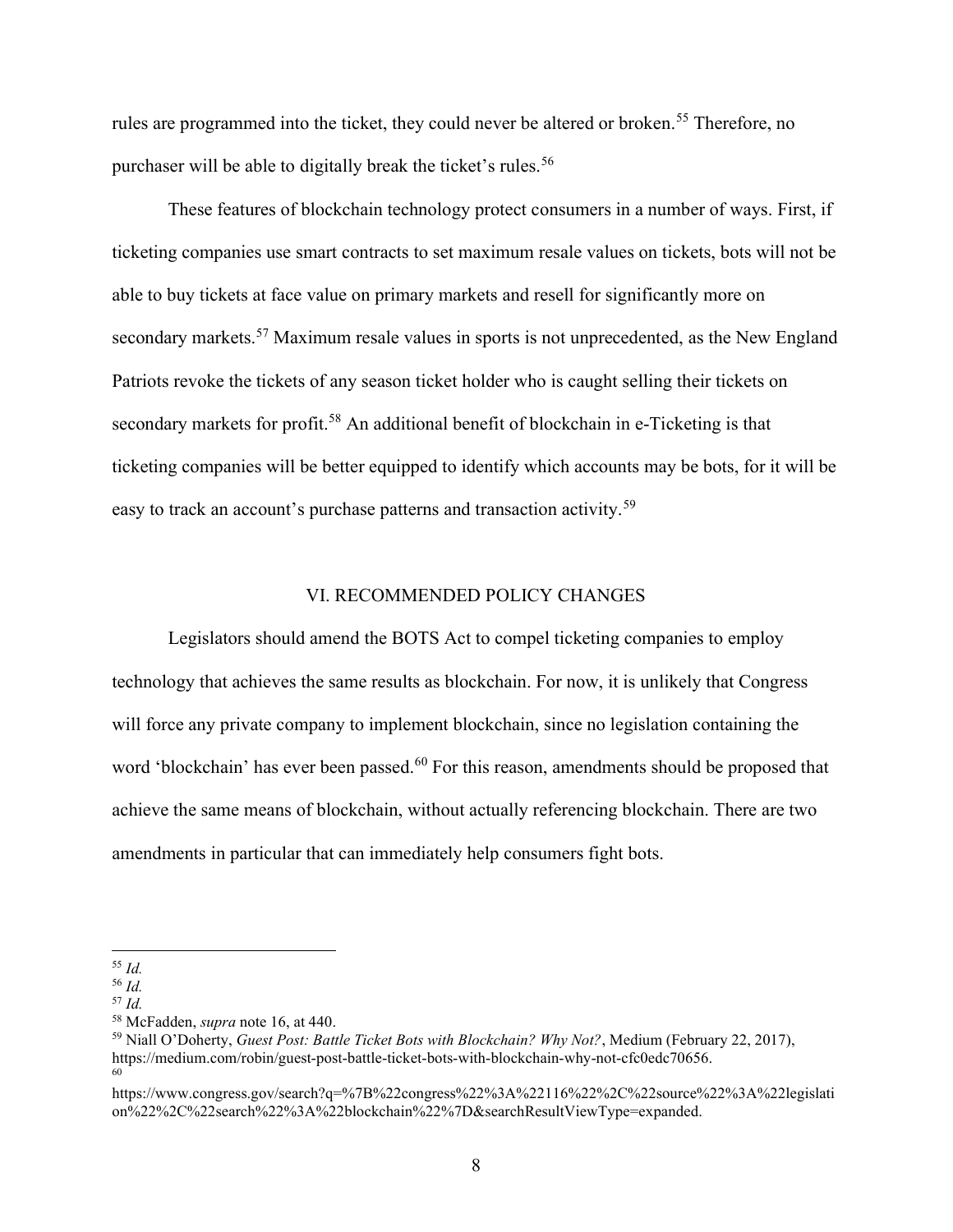rules are programmed into the ticket, they could never be altered or broken.[55] Therefore, no purchaser will be able to digitally break the ticket's rules.[56]

These features of blockchain technology protect consumers in a number of ways. First, if ticketing companies use smart contracts to set maximum resale values on tickets, bots will not be able to buy tickets at face value on primary markets and resell for significantly more on secondary markets.[57] Maximum resale values in sports is not unprecedented, as the New England Patriots revoke the tickets of any season ticket holder who is caught selling their tickets on secondary markets for profit.[58] An additional benefit of blockchain in e-Ticketing is that ticketing companies will be better equipped to identify which accounts may be bots, for it will be easy to track an account's purchase patterns and transaction activity.[59]

## VI. RECOMMENDED POLICY CHANGES

Legislators should amend the BOTS Act to compel ticketing companies to employ technology that achieves the same results as blockchain. For now, it is unlikely that Congress will force any private company to implement blockchain, since no legislation containing the word 'blockchain' has ever been passed.[60] For this reason, amendments should be proposed that achieve the same means of blockchain, without actually referencing blockchain. There are two amendments in particular that can immediately help consumers fight bots.

---

[55] *Id.*

[56] *Id.*

[57] *Id.*

[58] McFadden, *supra* note 16, at 440.

[59] Niall O'Doherty, *Guest Post: Battle Ticket Bots with Blockchain? Why Not?*, Medium (February 22, 2017), https://medium.com/robin/guest-post-battle-ticket-bots-with-blockchain-why-not-cfc0edc70656.

[60] https://www.congress.gov/search?q=%7B%22congress%22%3A%22116%22%2C%22source%22%3A%22legislation%22%2C%22search%22%3A%22blockchain%22%7D&searchResultViewType=expanded.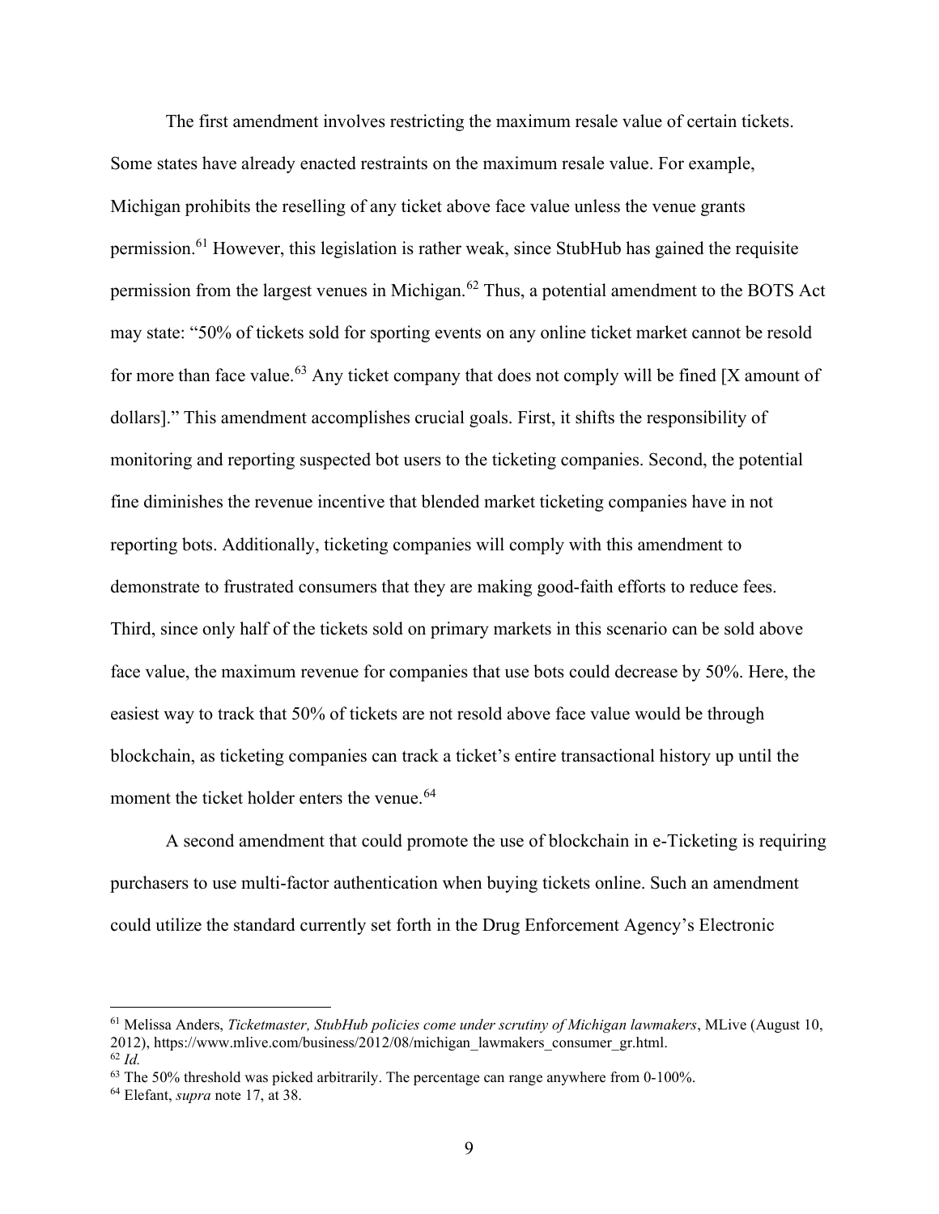The first amendment involves restricting the maximum resale value of certain tickets. Some states have already enacted restraints on the maximum resale value. For example, Michigan prohibits the reselling of any ticket above face value unless the venue grants permission.[61] However, this legislation is rather weak, since StubHub has gained the requisite permission from the largest venues in Michigan.[62] Thus, a potential amendment to the BOTS Act may state: "50% of tickets sold for sporting events on any online ticket market cannot be resold for more than face value.[63] Any ticket company that does not comply will be fined [X amount of dollars]." This amendment accomplishes crucial goals. First, it shifts the responsibility of monitoring and reporting suspected bot users to the ticketing companies. Second, the potential fine diminishes the revenue incentive that blended market ticketing companies have in not reporting bots. Additionally, ticketing companies will comply with this amendment to demonstrate to frustrated consumers that they are making good-faith efforts to reduce fees. Third, since only half of the tickets sold on primary markets in this scenario can be sold above face value, the maximum revenue for companies that use bots could decrease by 50%. Here, the easiest way to track that 50% of tickets are not resold above face value would be through blockchain, as ticketing companies can track a ticket's entire transactional history up until the moment the ticket holder enters the venue.[64]

A second amendment that could promote the use of blockchain in e-Ticketing is requiring purchasers to use multi-factor authentication when buying tickets online. Such an amendment could utilize the standard currently set forth in the Drug Enforcement Agency's Electronic

---

[61] Melissa Anders, *Ticketmaster, StubHub policies come under scrutiny of Michigan lawmakers*, MLive (August 10, 2012), https://www.mlive.com/business/2012/08/michigan_lawmakers_consumer_gr.html.

[62] *Id.*

[63] The 50% threshold was picked arbitrarily. The percentage can range anywhere from 0-100%.

[64] Elefant, *supra* note 17, at 38.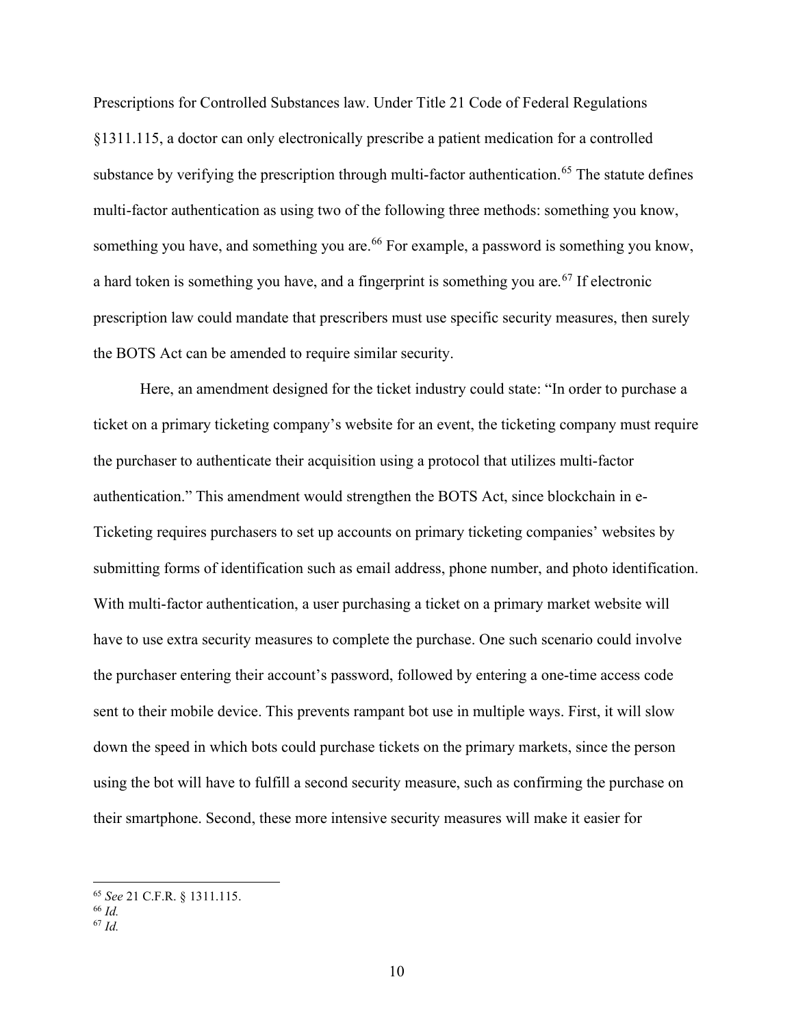Prescriptions for Controlled Substances law. Under Title 21 Code of Federal Regulations §1311.115, a doctor can only electronically prescribe a patient medication for a controlled substance by verifying the prescription through multi-factor authentication.[65] The statute defines multi-factor authentication as using two of the following three methods: something you know, something you have, and something you are.[66] For example, a password is something you know, a hard token is something you have, and a fingerprint is something you are.[67] If electronic prescription law could mandate that prescribers must use specific security measures, then surely the BOTS Act can be amended to require similar security.

Here, an amendment designed for the ticket industry could state: "In order to purchase a ticket on a primary ticketing company's website for an event, the ticketing company must require the purchaser to authenticate their acquisition using a protocol that utilizes multi-factor authentication." This amendment would strengthen the BOTS Act, since blockchain in e-Ticketing requires purchasers to set up accounts on primary ticketing companies' websites by submitting forms of identification such as email address, phone number, and photo identification. With multi-factor authentication, a user purchasing a ticket on a primary market website will have to use extra security measures to complete the purchase. One such scenario could involve the purchaser entering their account's password, followed by entering a one-time access code sent to their mobile device. This prevents rampant bot use in multiple ways. First, it will slow down the speed in which bots could purchase tickets on the primary markets, since the person using the bot will have to fulfill a second security measure, such as confirming the purchase on their smartphone. Second, these more intensive security measures will make it easier for

---

[65] *See* 21 C.F.R. § 1311.115.

[66] *Id.*

[67] *Id.*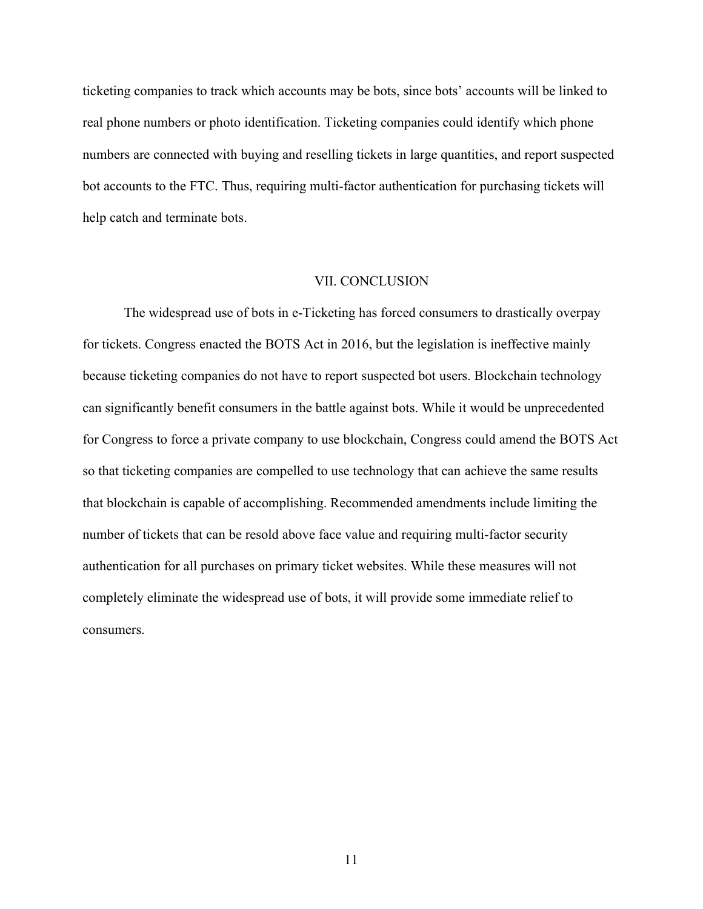ticketing companies to track which accounts may be bots, since bots' accounts will be linked to real phone numbers or photo identification. Ticketing companies could identify which phone numbers are connected with buying and reselling tickets in large quantities, and report suspected bot accounts to the FTC. Thus, requiring multi-factor authentication for purchasing tickets will help catch and terminate bots.

## VII. CONCLUSION

The widespread use of bots in e-Ticketing has forced consumers to drastically overpay for tickets. Congress enacted the BOTS Act in 2016, but the legislation is ineffective mainly because ticketing companies do not have to report suspected bot users. Blockchain technology can significantly benefit consumers in the battle against bots. While it would be unprecedented for Congress to force a private company to use blockchain, Congress could amend the BOTS Act so that ticketing companies are compelled to use technology that can achieve the same results that blockchain is capable of accomplishing. Recommended amendments include limiting the number of tickets that can be resold above face value and requiring multi-factor security authentication for all purchases on primary ticket websites. While these measures will not completely eliminate the widespread use of bots, it will provide some immediate relief to consumers.